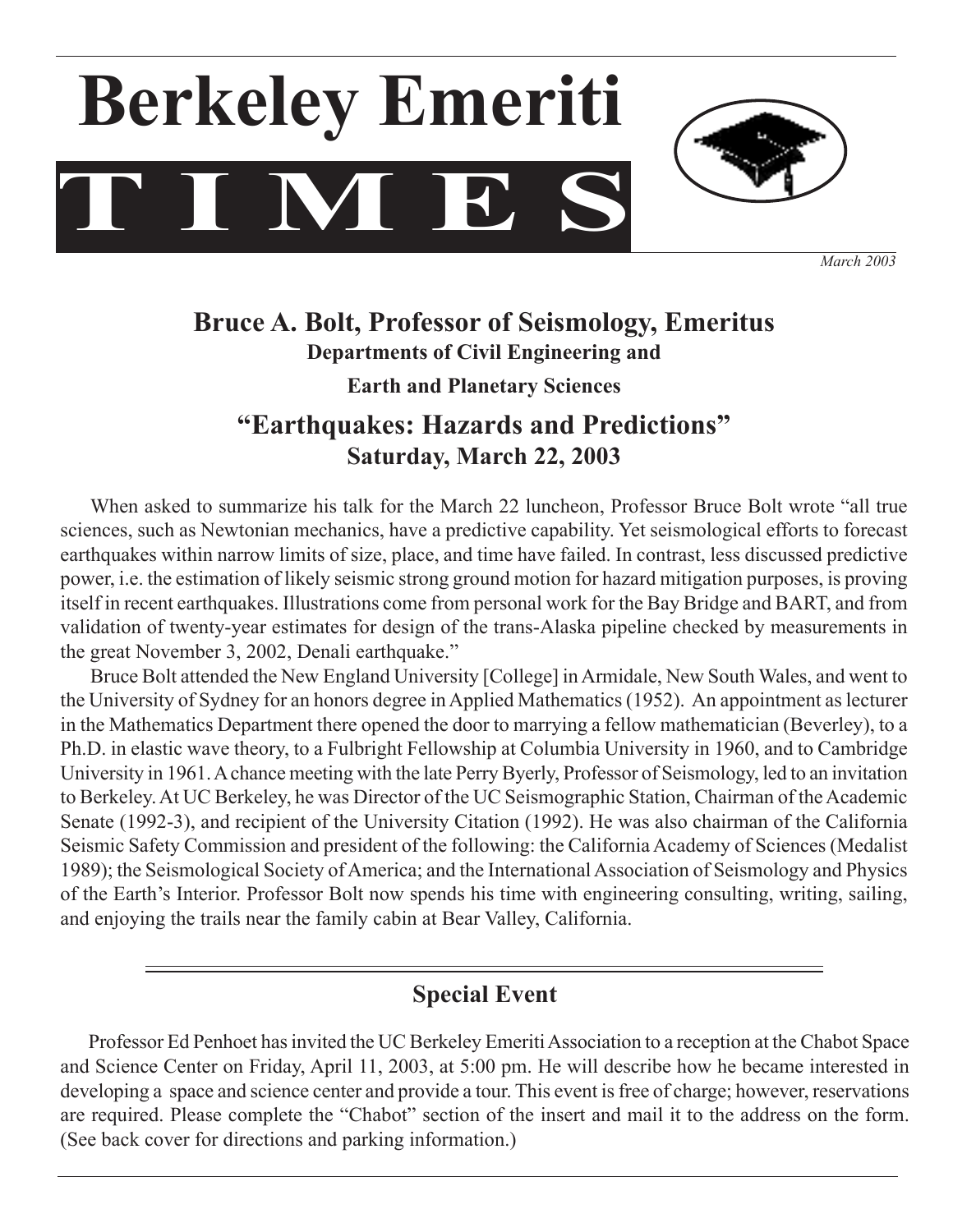# Berkeley Emeriti TIMES

*March 2003*

## Bruce A. Bolt, Professor of Seismology, Emeritus

**Departments of Civil Engineering and**

**Earth and Planetary Sciences**

## "Earthquakes: Hazards and Predictions"

**Saturday, March 22, 2003**

When asked to summarize his talk for the March 22 luncheon, Professor Bruce Bolt wrote "all true sciences, such as Newtonian mechanics, have a predictive capability. Yet seismological efforts to forecast earthquakes within narrow limits of size, place, and time have failed. In contrast, less discussed predictive power, i.e. the estimation of likely seismic strong ground motion for hazard mitigation purposes, is proving itself in recent earthquakes. Illustrations come from personal work for the Bay Bridge and BART, and from validation of twenty-year estimates for design of the trans-Alaska pipeline checked by measurements in the great November 3, 2002, Denali earthquake."

Bruce Bolt attended the New England University [College] in Armidale, New South Wales, and went to the University of Sydney for an honors degree in Applied Mathematics (1952). An appointment as lecturer in the Mathematics Department there opened the door to marrying a fellow mathematician (Beverley), to a Ph.D. in elastic wave theory, to a Fulbright Fellowship at Columbia University in 1960, and to Cambridge University in 1961. A chance meeting with the late Perry Byerly, Professor of Seismology, led to an invitation to Berkeley. At UC Berkeley, he was Director of the UC Seismographic Station, Chairman of the Academic Senate (1992-3), and recipient of the University Citation (1992). He was also chairman of the California Seismic Safety Commission and president of the following: the California Academy of Sciences (Medalist 1989); the Seismological Society of America; and the International Association of Seismology and Physics of the Earth's Interior. Professor Bolt now spends his time with engineering consulting, writing, sailing, and enjoying the trails near the family cabin at Bear Valley, California.

---

## Special Event

Professor Ed Penhoet has invited the UC Berkeley Emeriti Association to a reception at the Chabot Space and Science Center on Friday, April 11, 2003, at 5:00 pm. He will describe how he became interested in developing a space and science center and provide a tour. This event is free of charge; however, reservations are required. Please complete the "Chabot" section of the insert and mail it to the address on the form. (See back cover for directions and parking information.)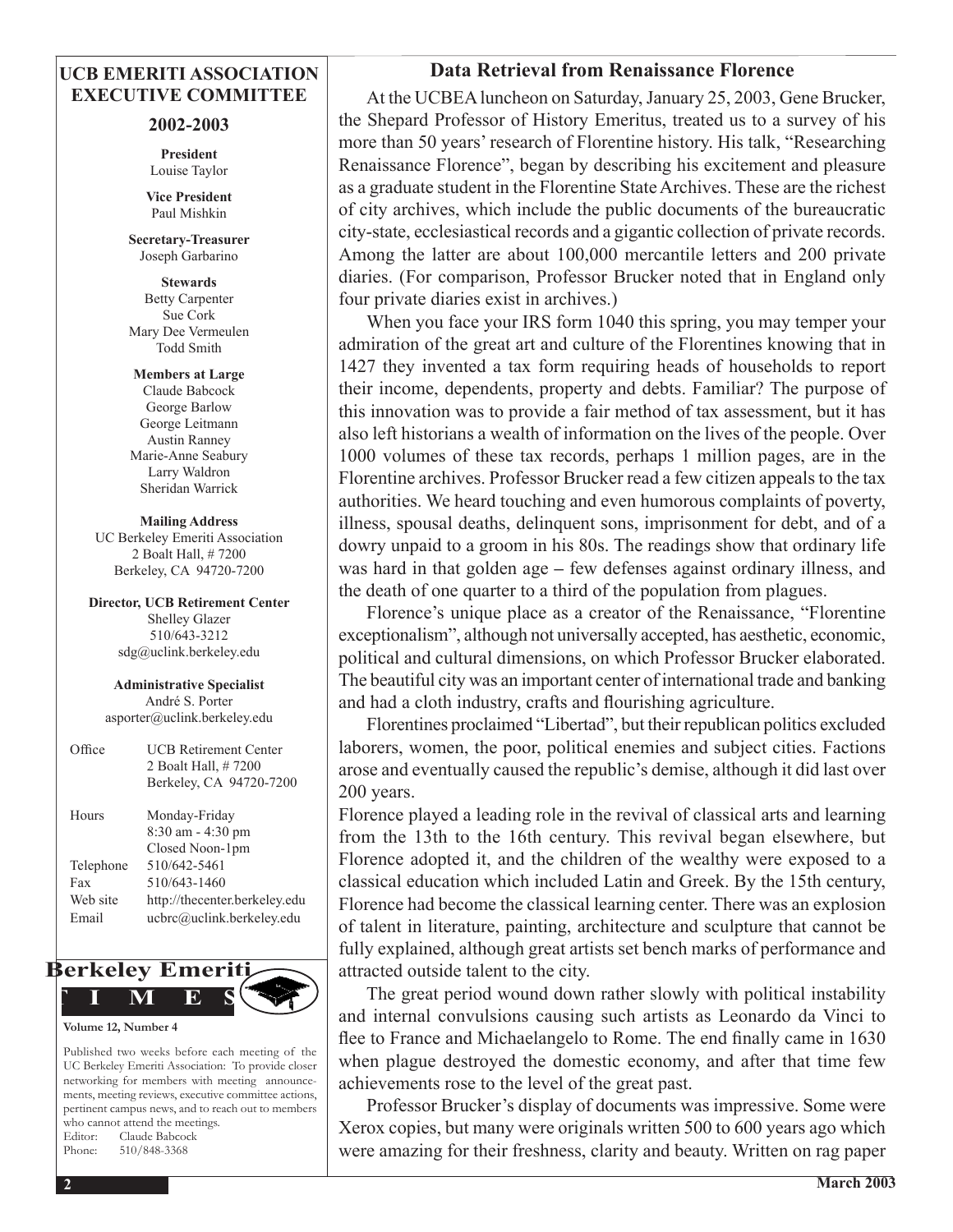## UCB EMERITI ASSOCIATION EXECUTIVE COMMITTEE

### 2002-2003

**President**
Louise Taylor

**Vice President**
Paul Mishkin

**Secretary-Treasurer**
Joseph Garbarino

**Stewards**
Betty Carpenter
Sue Cork
Mary Dee Vermeulen
Todd Smith

**Members at Large**
Claude Babcock
George Barlow
George Leitmann
Austin Ranney
Marie-Anne Seabury
Larry Waldron
Sheridan Warrick

**Mailing Address**
UC Berkeley Emeriti Association
2 Boalt Hall, # 7200
Berkeley, CA 94720-7200

**Director, UCB Retirement Center**
Shelley Glazer
510/643-3212
sdg@uclink.berkeley.edu

**Administrative Specialist**
André S. Porter
asporter@uclink.berkeley.edu

| | |
|---|---|
| Office | UCB Retirement Center<br>2 Boalt Hall, # 7200<br>Berkeley, CA 94720-7200 |
| Hours | Monday-Friday<br>8:30 am - 4:30 pm<br>Closed Noon-1pm |
| Telephone | 510/642-5461 |
| Fax | 510/643-1460 |
| Web site | http://thecenter.berkeley.edu |
| Email | ucbrc@uclink.berkeley.edu |

**Berkeley Emeriti TIMES**

**Volume 12, Number 4**

Published two weeks before each meeting of the UC Berkeley Emeriti Association: To provide closer networking for members with meeting announcements, meeting reviews, executive committee actions, pertinent campus news, and to reach out to members who cannot attend the meetings.
Editor: Claude Babcock
Phone: 510/848-3368

## Data Retrieval from Renaissance Florence

At the UCBEA luncheon on Saturday, January 25, 2003, Gene Brucker, the Shepard Professor of History Emeritus, treated us to a survey of his more than 50 years' research of Florentine history. His talk, "Researching Renaissance Florence", began by describing his excitement and pleasure as a graduate student in the Florentine State Archives. These are the richest of city archives, which include the public documents of the bureaucratic city-state, ecclesiastical records and a gigantic collection of private records. Among the latter are about 100,000 mercantile letters and 200 private diaries. (For comparison, Professor Brucker noted that in England only four private diaries exist in archives.)

When you face your IRS form 1040 this spring, you may temper your admiration of the great art and culture of the Florentines knowing that in 1427 they invented a tax form requiring heads of households to report their income, dependents, property and debts. Familiar? The purpose of this innovation was to provide a fair method of tax assessment, but it has also left historians a wealth of information on the lives of the people. Over 1000 volumes of these tax records, perhaps 1 million pages, are in the Florentine archives. Professor Brucker read a few citizen appeals to the tax authorities. We heard touching and even humorous complaints of poverty, illness, spousal deaths, delinquent sons, imprisonment for debt, and of a dowry unpaid to a groom in his 80s. The readings show that ordinary life was hard in that golden age – few defenses against ordinary illness, and the death of one quarter to a third of the population from plagues.

Florence's unique place as a creator of the Renaissance, "Florentine exceptionalism", although not universally accepted, has aesthetic, economic, political and cultural dimensions, on which Professor Brucker elaborated. The beautiful city was an important center of international trade and banking and had a cloth industry, crafts and flourishing agriculture.

Florentines proclaimed "Libertad", but their republican politics excluded laborers, women, the poor, political enemies and subject cities. Factions arose and eventually caused the republic's demise, although it did last over 200 years.

Florence played a leading role in the revival of classical arts and learning from the 13th to the 16th century. This revival began elsewhere, but Florence adopted it, and the children of the wealthy were exposed to a classical education which included Latin and Greek. By the 15th century, Florence had become the classical learning center. There was an explosion of talent in literature, painting, architecture and sculpture that cannot be fully explained, although great artists set bench marks of performance and attracted outside talent to the city.

The great period wound down rather slowly with political instability and internal convulsions causing such artists as Leonardo da Vinci to flee to France and Michaelangelo to Rome. The end finally came in 1630 when plague destroyed the domestic economy, and after that time few achievements rose to the level of the great past.

Professor Brucker's display of documents was impressive. Some were Xerox copies, but many were originals written 500 to 600 years ago which were amazing for their freshness, clarity and beauty. Written on rag paper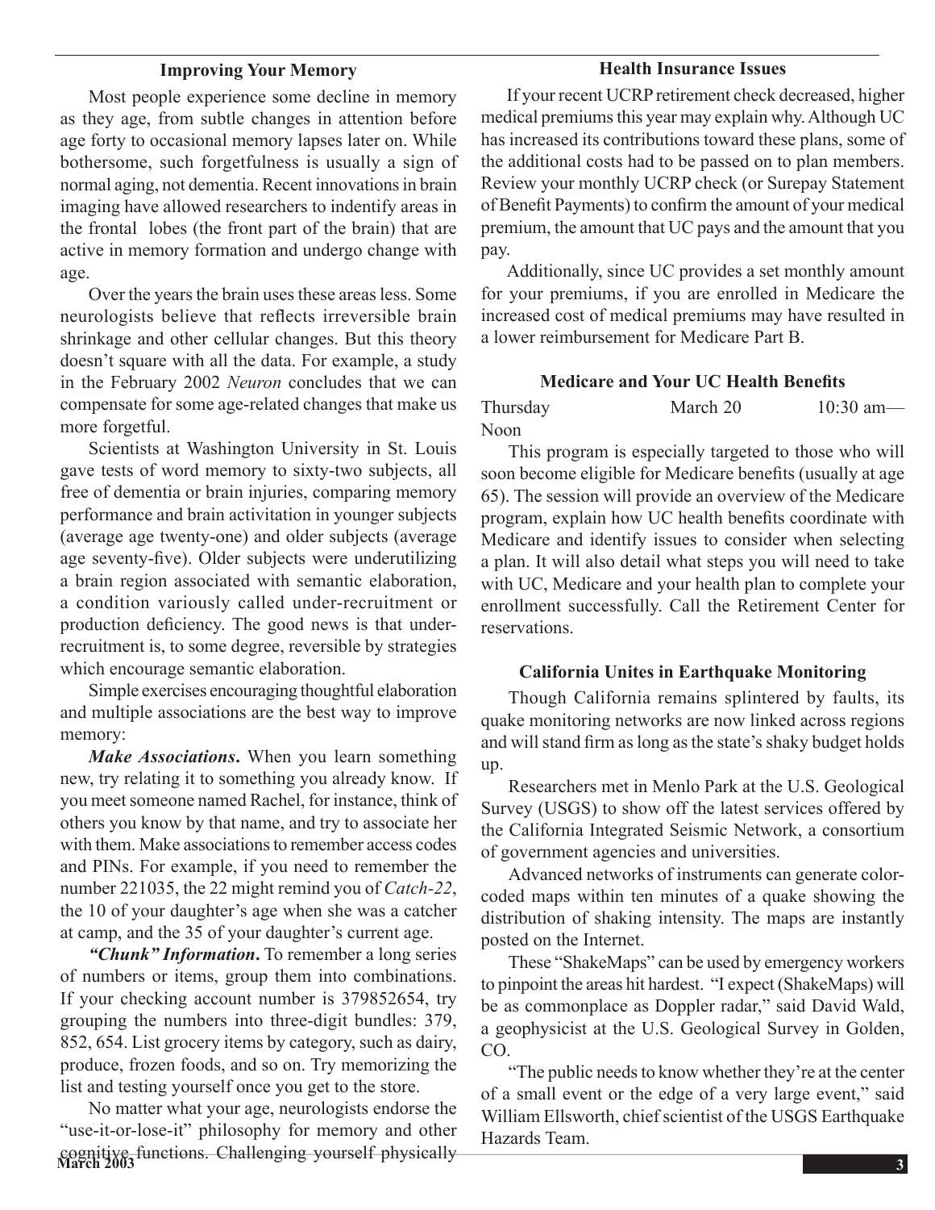## Improving Your Memory

Most people experience some decline in memory as they age, from subtle changes in attention before age forty to occasional memory lapses later on. While bothersome, such forgetfulness is usually a sign of normal aging, not dementia. Recent innovations in brain imaging have allowed researchers to indentify areas in the frontal lobes (the front part of the brain) that are active in memory formation and undergo change with age.

Over the years the brain uses these areas less. Some neurologists believe that reflects irreversible brain shrinkage and other cellular changes. But this theory doesn't square with all the data. For example, a study in the February 2002 *Neuron* concludes that we can compensate for some age-related changes that make us more forgetful.

Scientists at Washington University in St. Louis gave tests of word memory to sixty-two subjects, all free of dementia or brain injuries, comparing memory performance and brain activitation in younger subjects (average age twenty-one) and older subjects (average age seventy-five). Older subjects were underutilizing a brain region associated with semantic elaboration, a condition variously called under-recruitment or production deficiency. The good news is that under-recruitment is, to some degree, reversible by strategies which encourage semantic elaboration.

Simple exercises encouraging thoughtful elaboration and multiple associations are the best way to improve memory:

***Make Associations*.** When you learn something new, try relating it to something you already know. If you meet someone named Rachel, for instance, think of others you know by that name, and try to associate her with them. Make associations to remember access codes and PINs. For example, if you need to remember the number 221035, the 22 might remind you of *Catch-22*, the 10 of your daughter's age when she was a catcher at camp, and the 35 of your daughter's current age.

***"Chunk" Information*.** To remember a long series of numbers or items, group them into combinations. If your checking account number is 379852654, try grouping the numbers into three-digit bundles: 379, 852, 654. List grocery items by category, such as dairy, produce, frozen foods, and so on. Try memorizing the list and testing yourself once you get to the store.

No matter what your age, neurologists endorse the "use-it-or-lose-it" philosophy for memory and other cognitive functions. Challenging yourself physically

## Health Insurance Issues

If your recent UCRP retirement check decreased, higher medical premiums this year may explain why. Although UC has increased its contributions toward these plans, some of the additional costs had to be passed on to plan members. Review your monthly UCRP check (or Surepay Statement of Benefit Payments) to confirm the amount of your medical premium, the amount that UC pays and the amount that you pay.

Additionally, since UC provides a set monthly amount for your premiums, if you are enrolled in Medicare the increased cost of medical premiums may have resulted in a lower reimbursement for Medicare Part B.

## Medicare and Your UC Health Benefits

Thursday March 20 10:30 am—Noon

This program is especially targeted to those who will soon become eligible for Medicare benefits (usually at age 65). The session will provide an overview of the Medicare program, explain how UC health benefits coordinate with Medicare and identify issues to consider when selecting a plan. It will also detail what steps you will need to take with UC, Medicare and your health plan to complete your enrollment successfully. Call the Retirement Center for reservations.

## California Unites in Earthquake Monitoring

Though California remains splintered by faults, its quake monitoring networks are now linked across regions and will stand firm as long as the state's shaky budget holds up.

Researchers met in Menlo Park at the U.S. Geological Survey (USGS) to show off the latest services offered by the California Integrated Seismic Network, a consortium of government agencies and universities.

Advanced networks of instruments can generate color-coded maps within ten minutes of a quake showing the distribution of shaking intensity. The maps are instantly posted on the Internet.

These "ShakeMaps" can be used by emergency workers to pinpoint the areas hit hardest. "I expect (ShakeMaps) will be as commonplace as Doppler radar," said David Wald, a geophysicist at the U.S. Geological Survey in Golden, CO.

"The public needs to know whether they're at the center of a small event or the edge of a very large event," said William Ellsworth, chief scientist of the USGS Earthquake Hazards Team.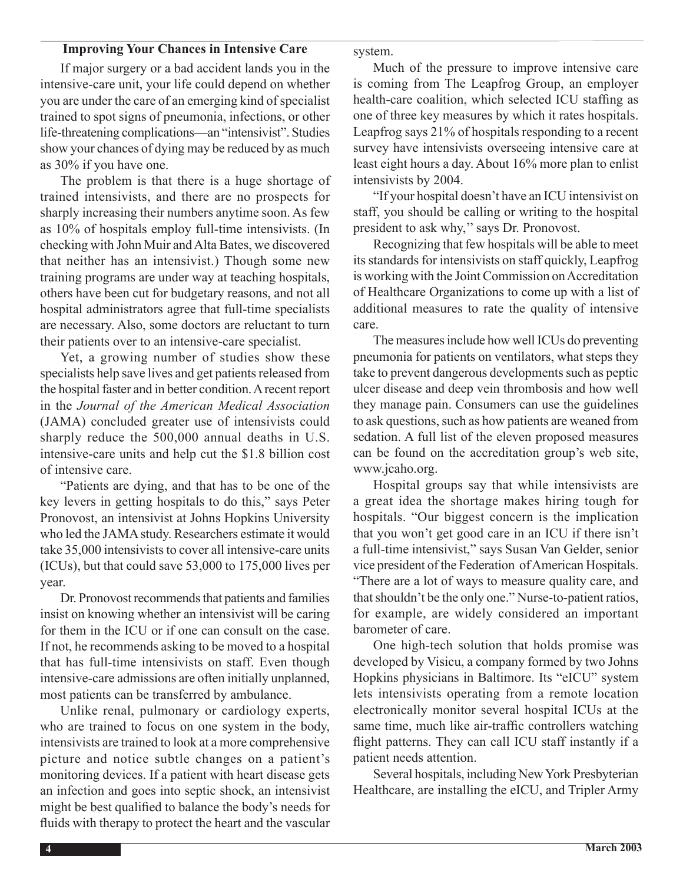## Improving Your Chances in Intensive Care

If major surgery or a bad accident lands you in the intensive-care unit, your life could depend on whether you are under the care of an emerging kind of specialist trained to spot signs of pneumonia, infections, or other life-threatening complications—an "intensivist". Studies show your chances of dying may be reduced by as much as 30% if you have one.

The problem is that there is a huge shortage of trained intensivists, and there are no prospects for sharply increasing their numbers anytime soon. As few as 10% of hospitals employ full-time intensivists. (In checking with John Muir and Alta Bates, we discovered that neither has an intensivist.) Though some new training programs are under way at teaching hospitals, others have been cut for budgetary reasons, and not all hospital administrators agree that full-time specialists are necessary. Also, some doctors are reluctant to turn their patients over to an intensive-care specialist.

Yet, a growing number of studies show these specialists help save lives and get patients released from the hospital faster and in better condition. A recent report in the *Journal of the American Medical Association* (JAMA) concluded greater use of intensivists could sharply reduce the 500,000 annual deaths in U.S. intensive-care units and help cut the $1.8 billion cost of intensive care.

"Patients are dying, and that has to be one of the key levers in getting hospitals to do this," says Peter Pronovost, an intensivist at Johns Hopkins University who led the JAMA study. Researchers estimate it would take 35,000 intensivists to cover all intensive-care units (ICUs), but that could save 53,000 to 175,000 lives per year.

Dr. Pronovost recommends that patients and families insist on knowing whether an intensivist will be caring for them in the ICU or if one can consult on the case. If not, he recommends asking to be moved to a hospital that has full-time intensivists on staff. Even though intensive-care admissions are often initially unplanned, most patients can be transferred by ambulance.

Unlike renal, pulmonary or cardiology experts, who are trained to focus on one system in the body, intensivists are trained to look at a more comprehensive picture and notice subtle changes on a patient's monitoring devices. If a patient with heart disease gets an infection and goes into septic shock, an intensivist might be best qualified to balance the body's needs for fluids with therapy to protect the heart and the vascular system.

Much of the pressure to improve intensive care is coming from The Leapfrog Group, an employer health-care coalition, which selected ICU staffing as one of three key measures by which it rates hospitals. Leapfrog says 21% of hospitals responding to a recent survey have intensivists overseeing intensive care at least eight hours a day. About 16% more plan to enlist intensivists by 2004.

"If your hospital doesn't have an ICU intensivist on staff, you should be calling or writing to the hospital president to ask why,'' says Dr. Pronovost.

Recognizing that few hospitals will be able to meet its standards for intensivists on staff quickly, Leapfrog is working with the Joint Commission on Accreditation of Healthcare Organizations to come up with a list of additional measures to rate the quality of intensive care.

The measures include how well ICUs do preventing pneumonia for patients on ventilators, what steps they take to prevent dangerous developments such as peptic ulcer disease and deep vein thrombosis and how well they manage pain. Consumers can use the guidelines to ask questions, such as how patients are weaned from sedation. A full list of the eleven proposed measures can be found on the accreditation group's web site, www.jcaho.org.

Hospital groups say that while intensivists are a great idea the shortage makes hiring tough for hospitals. "Our biggest concern is the implication that you won't get good care in an ICU if there isn't a full-time intensivist," says Susan Van Gelder, senior vice president of the Federation of American Hospitals. "There are a lot of ways to measure quality care, and that shouldn't be the only one." Nurse-to-patient ratios, for example, are widely considered an important barometer of care.

One high-tech solution that holds promise was developed by Visicu, a company formed by two Johns Hopkins physicians in Baltimore. Its "eICU" system lets intensivists operating from a remote location electronically monitor several hospital ICUs at the same time, much like air-traffic controllers watching flight patterns. They can call ICU staff instantly if a patient needs attention.

Several hospitals, including New York Presbyterian Healthcare, are installing the eICU, and Tripler Army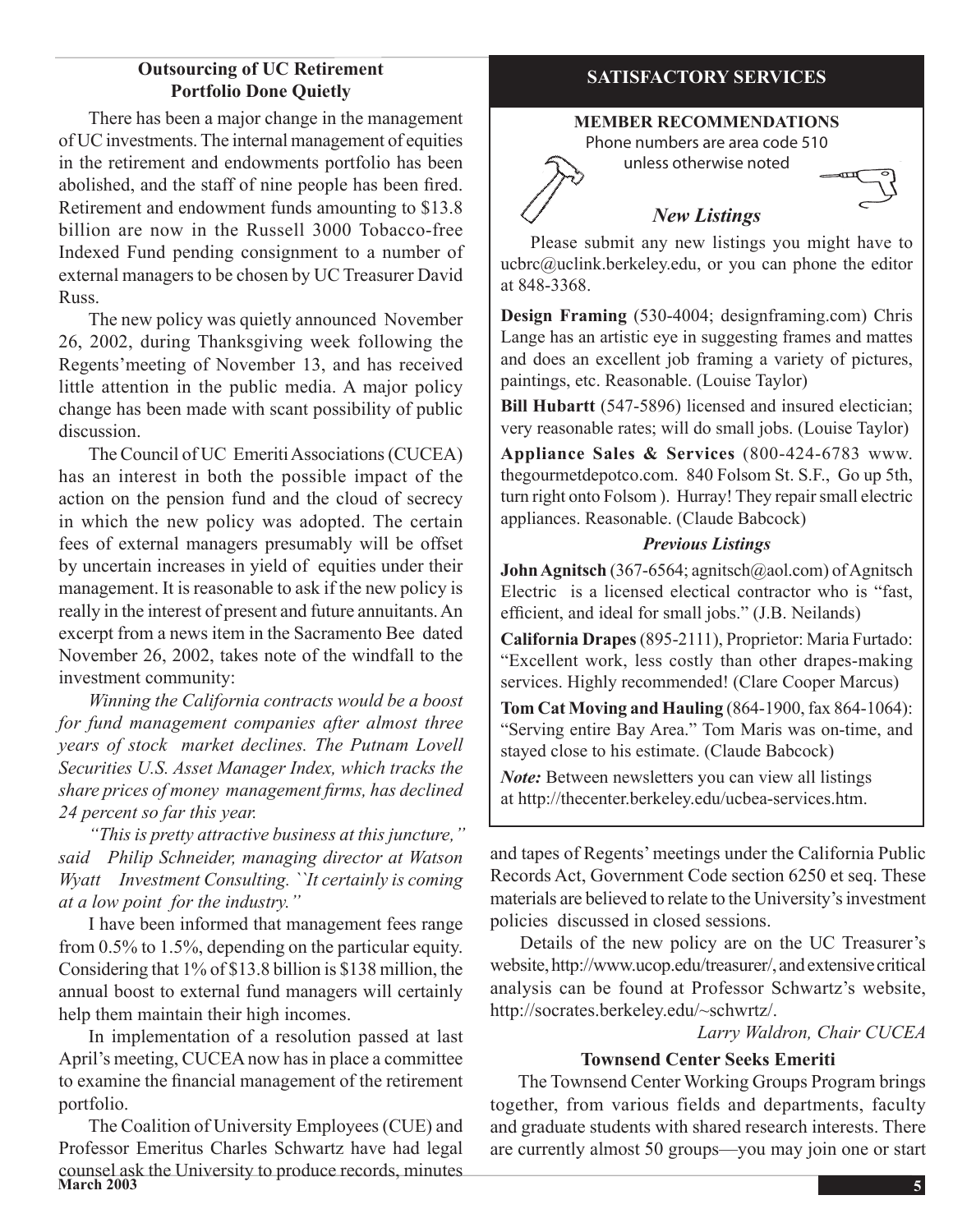## Outsourcing of UC Retirement Portfolio Done Quietly

There has been a major change in the management of UC investments. The internal management of equities in the retirement and endowments portfolio has been abolished, and the staff of nine people has been fired. Retirement and endowment funds amounting to $13.8 billion are now in the Russell 3000 Tobacco-free Indexed Fund pending consignment to a number of external managers to be chosen by UC Treasurer David Russ.

The new policy was quietly announced November 26, 2002, during Thanksgiving week following the Regents' meeting of November 13, and has received little attention in the public media. A major policy change has been made with scant possibility of public discussion.

The Council of UC Emeriti Associations (CUCEA) has an interest in both the possible impact of the action on the pension fund and the cloud of secrecy in which the new policy was adopted. The certain fees of external managers presumably will be offset by uncertain increases in yield of equities under their management. It is reasonable to ask if the new policy is really in the interest of present and future annuitants. An excerpt from a news item in the Sacramento Bee dated November 26, 2002, takes note of the windfall to the investment community:

*Winning the California contracts would be a boost for fund management companies after almost three years of stock market declines. The Putnam Lovell Securities U.S. Asset Manager Index, which tracks the share prices of money management firms, has declined 24 percent so far this year.*

*"This is pretty attractive business at this juncture," said Philip Schneider, managing director at Watson Wyatt Investment Consulting. ``It certainly is coming at a low point for the industry."*

I have been informed that management fees range from 0.5% to 1.5%, depending on the particular equity. Considering that 1% of $13.8 billion is $138 million, the annual boost to external fund managers will certainly help them maintain their high incomes.

In implementation of a resolution passed at last April's meeting, CUCEA now has in place a committee to examine the financial management of the retirement portfolio.

The Coalition of University Employees (CUE) and Professor Emeritus Charles Schwartz have had legal counsel ask the University to produce records, minutes and tapes of Regents' meetings under the California Public Records Act, Government Code section 6250 et seq. These materials are believed to relate to the University's investment policies discussed in closed sessions.

Details of the new policy are on the UC Treasurer's website, http://www.ucop.edu/treasurer/, and extensive critical analysis can be found at Professor Schwartz's website, http://socrates.berkeley.edu/~schwrtz/.

*Larry Waldron, Chair CUCEA*

## SATISFACTORY SERVICES

**MEMBER RECOMMENDATIONS**

Phone numbers are area code 510 unless otherwise noted

### *New Listings*

Please submit any new listings you might have to ucbrc@uclink.berkeley.edu, or you can phone the editor at 848-3368.

**Design Framing** (530-4004; designframing.com) Chris Lange has an artistic eye in suggesting frames and mattes and does an excellent job framing a variety of pictures, paintings, etc. Reasonable. (Louise Taylor)

**Bill Hubartt** (547-5896) licensed and insured electician; very reasonable rates; will do small jobs. (Louise Taylor)

**Appliance Sales & Services** (800-424-6783 www.thegourmetdepotco.com. 840 Folsom St. S.F., Go up 5th, turn right onto Folsom ). Hurray! They repair small electric appliances. Reasonable. (Claude Babcock)

### *Previous Listings*

**John Agnitsch** (367-6564; agnitsch@aol.com) of Agnitsch Electric is a licensed electical contractor who is "fast, efficient, and ideal for small jobs." (J.B. Neilands)

**California Drapes** (895-2111), Proprietor: Maria Furtado: "Excellent work, less costly than other drapes-making services. Highly recommended! (Clare Cooper Marcus)

**Tom Cat Moving and Hauling** (864-1900, fax 864-1064): "Serving entire Bay Area." Tom Maris was on-time, and stayed close to his estimate. (Claude Babcock)

***Note:*** Between newsletters you can view all listings at http://thecenter.berkeley.edu/ucbea-services.htm.

## Townsend Center Seeks Emeriti

The Townsend Center Working Groups Program brings together, from various fields and departments, faculty and graduate students with shared research interests. There are currently almost 50 groups—you may join one or start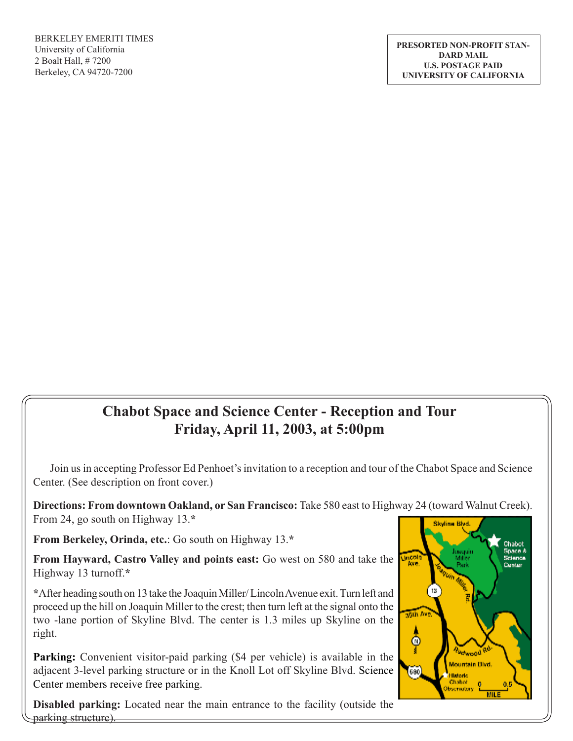BERKELEY EMERITI TIMES
University of California
2 Boalt Hall, # 7200
Berkeley, CA 94720-7200

**PRESORTED NON-PROFIT STANDARD MAIL**
**U.S. POSTAGE PAID**
**UNIVERSITY OF CALIFORNIA**

## Chabot Space and Science Center - Reception and Tour
## Friday, April 11, 2003, at 5:00pm

Join us in accepting Professor Ed Penhoet's invitation to a reception and tour of the Chabot Space and Science Center. (See description on front cover.)

**Directions: From downtown Oakland, or San Francisco:** Take 580 east to Highway 24 (toward Walnut Creek). From 24, go south on Highway 13.*

**From Berkeley, Orinda, etc.**: Go south on Highway 13.*

**From Hayward, Castro Valley and points east:** Go west on 580 and take the Highway 13 turnoff.*

*After heading south on 13 take the Joaquin Miller/ Lincoln Avenue exit. Turn left and proceed up the hill on Joaquin Miller to the crest; then turn left at the signal onto the two -lane portion of Skyline Blvd. The center is 1.3 miles up Skyline on the right.

Skyline Blvd.
Chabot Space & Science Center
Joaquin Miller Park
Lincoln Ave.
Joaquin Miller Rd.
13
35th Ave.
N
Redwood Rd.
Mountain Blvd.
580
Historic Chabot Observatory
0 0.5
MILE

**Parking:** Convenient visitor-paid parking ($4 per vehicle) is available in the adjacent 3-level parking structure or in the Knoll Lot off Skyline Blvd. Science Center members receive free parking.

**Disabled parking:** Located near the main entrance to the facility (outside the parking structure).